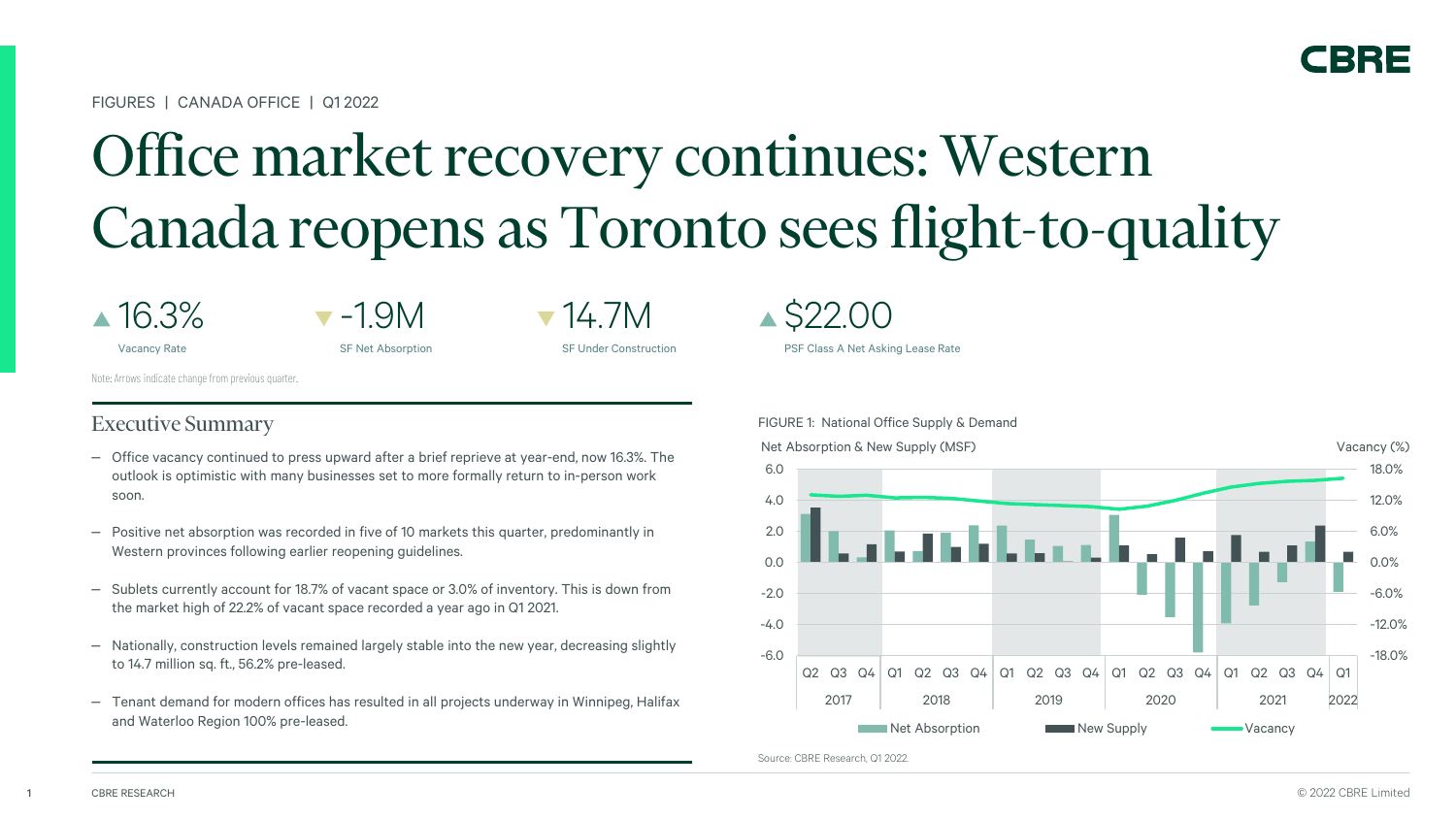FIGURES | CANADA OFFICE | Q1 2022

# Office market recovery continues: Western Canada reopens as Toronto sees flight-to-quality

▲ 16.3%
Vacancy Rate

▼ -1.9M
SF Net Absorption

▼ 14.7M
SF Under Construction

▲ $22.00
PSF Class A Net Asking Lease Rate

Note: Arrows indicate change from previous quarter.

## Executive Summary

- Office vacancy continued to press upward after a brief reprieve at year-end, now 16.3%. The outlook is optimistic with many businesses set to more formally return to in-person work soon.
- Positive net absorption was recorded in five of 10 markets this quarter, predominantly in Western provinces following earlier reopening guidelines.
- Sublets currently account for 18.7% of vacant space or 3.0% of inventory. This is down from the market high of 22.2% of vacant space recorded a year ago in Q1 2021.
- Nationally, construction levels remained largely stable into the new year, decreasing slightly to 14.7 million sq. ft., 56.2% pre-leased.
- Tenant demand for modern offices has resulted in all projects underway in Winnipeg, Halifax and Waterloo Region 100% pre-leased.

FIGURE 1: National Office Supply & Demand

Source: CBRE Research, Q1 2022.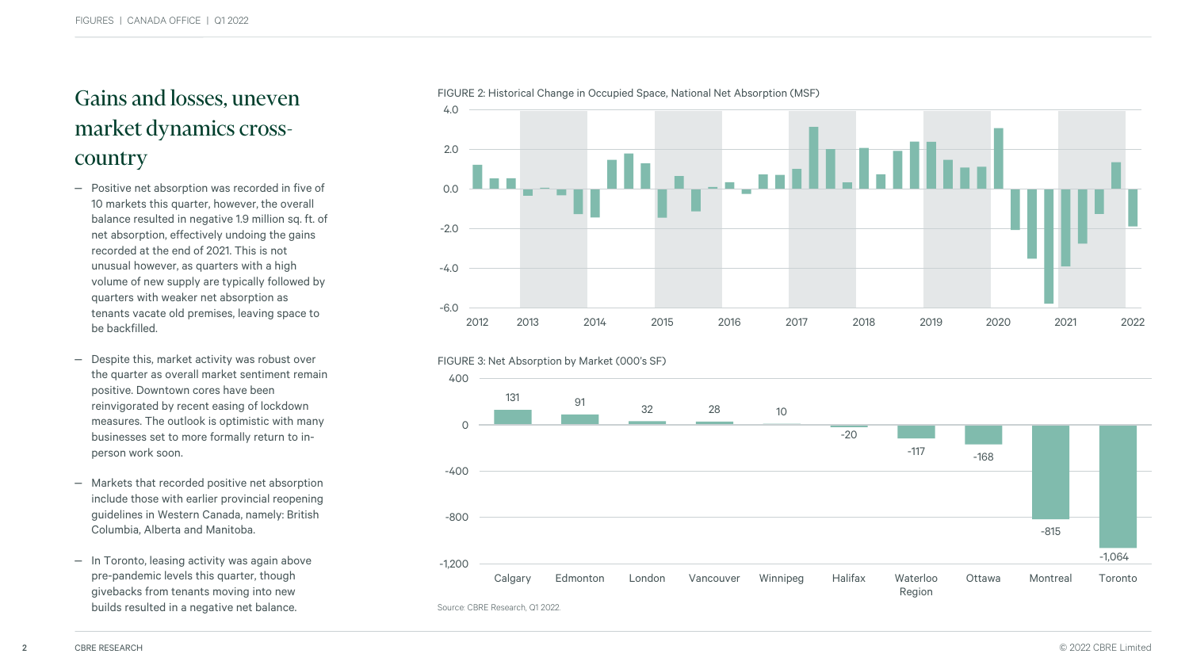# Gains and losses, uneven market dynamics cross-country

- Positive net absorption was recorded in five of 10 markets this quarter, however, the overall balance resulted in negative 1.9 million sq. ft. of net absorption, effectively undoing the gains recorded at the end of 2021. This is not unusual however, as quarters with a high volume of new supply are typically followed by quarters with weaker net absorption as tenants vacate old premises, leaving space to be backfilled.
- Despite this, market activity was robust over the quarter as overall market sentiment remain positive. Downtown cores have been reinvigorated by recent easing of lockdown measures. The outlook is optimistic with many businesses set to more formally return to in-person work soon.
- Markets that recorded positive net absorption include those with earlier provincial reopening guidelines in Western Canada, namely: British Columbia, Alberta and Manitoba.
- In Toronto, leasing activity was again above pre-pandemic levels this quarter, though givebacks from tenants moving into new builds resulted in a negative net balance.

FIGURE 2: Historical Change in Occupied Space, National Net Absorption (MSF)

FIGURE 3: Net Absorption by Market (000's SF)

| Market | Net Absorption (000's SF) |
|---|---|
| Calgary | 131 |
| Edmonton | 91 |
| London | 32 |
| Vancouver | 28 |
| Winnipeg | 10 |
| Halifax | -20 |
| Waterloo Region | -117 |
| Ottawa | -168 |
| Montreal | -815 |
| Toronto | -1,064 |

Source: CBRE Research, Q1 2022.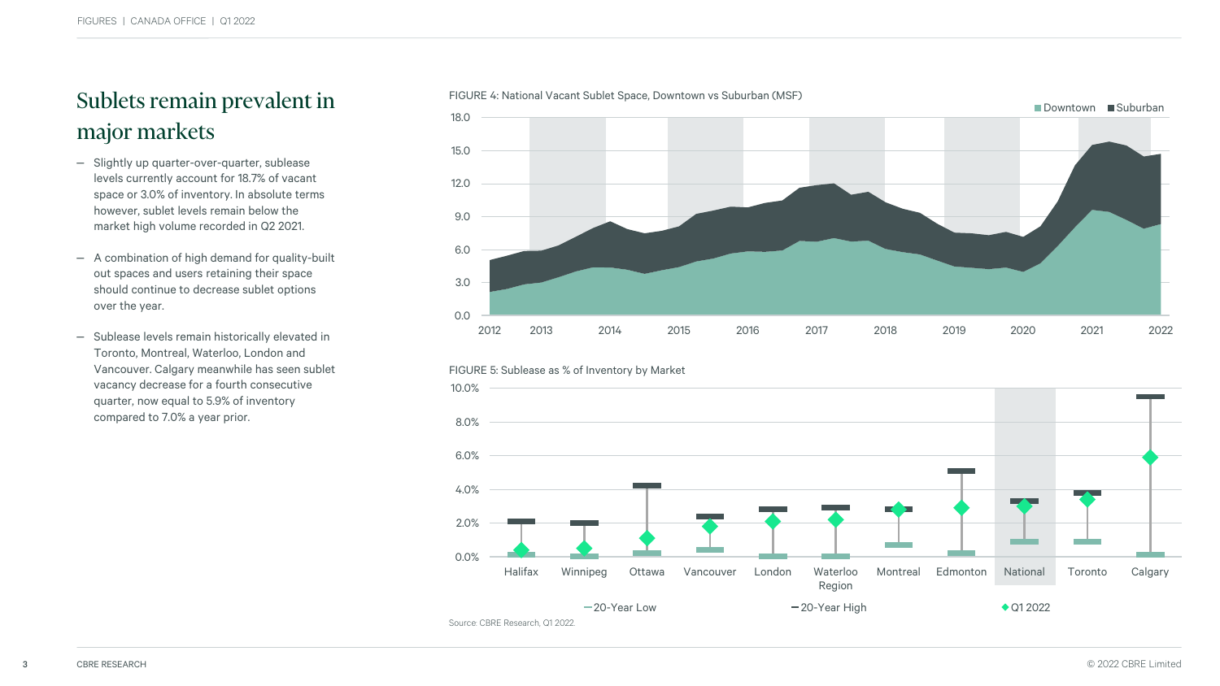# Sublets remain prevalent in major markets

- Slightly up quarter-over-quarter, sublease levels currently account for 18.7% of vacant space or 3.0% of inventory. In absolute terms however, sublet levels remain below the market high volume recorded in Q2 2021.

- A combination of high demand for quality-built out spaces and users retaining their space should continue to decrease sublet options over the year.

- Sublease levels remain historically elevated in Toronto, Montreal, Waterloo, London and Vancouver. Calgary meanwhile has seen sublet vacancy decrease for a fourth consecutive quarter, now equal to 5.9% of inventory compared to 7.0% a year prior.

FIGURE 4: National Vacant Sublet Space, Downtown vs Suburban (MSF)

FIGURE 5: Sublease as % of Inventory by Market

Source: CBRE Research, Q1 2022.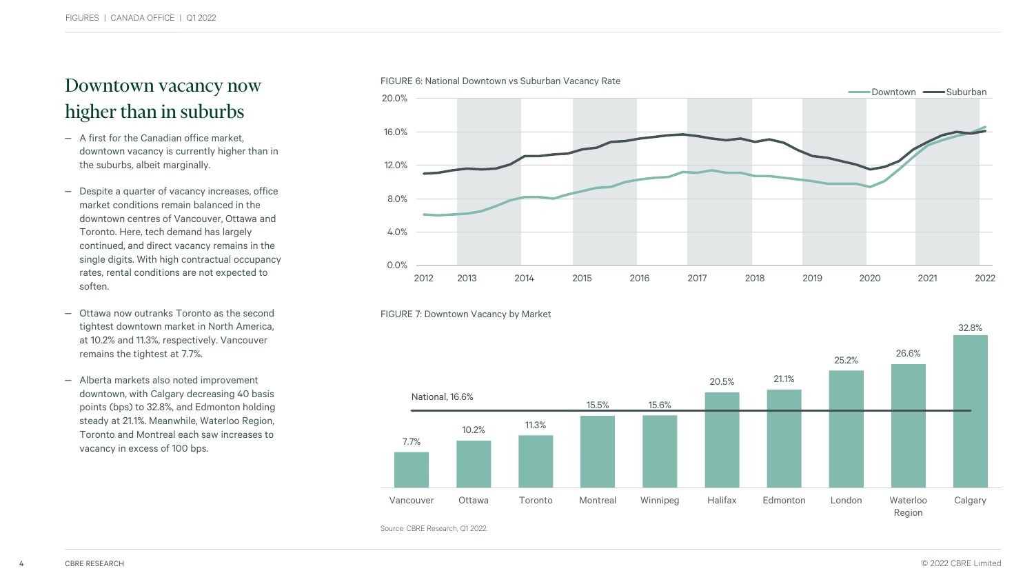# Downtown vacancy now higher than in suburbs

- A first for the Canadian office market, downtown vacancy is currently higher than in the suburbs, albeit marginally.
- Despite a quarter of vacancy increases, office market conditions remain balanced in the downtown centres of Vancouver, Ottawa and Toronto. Here, tech demand has largely continued, and direct vacancy remains in the single digits. With high contractual occupancy rates, rental conditions are not expected to soften.
- Ottawa now outranks Toronto as the second tightest downtown market in North America, at 10.2% and 11.3%, respectively. Vancouver remains the tightest at 7.7%.
- Alberta markets also noted improvement downtown, with Calgary decreasing 40 basis points (bps) to 32.8%, and Edmonton holding steady at 21.1%. Meanwhile, Waterloo Region, Toronto and Montreal each saw increases to vacancy in excess of 100 bps.

FIGURE 6: National Downtown vs Suburban Vacancy Rate

FIGURE 7: Downtown Vacancy by Market

| Market | Downtown Vacancy |
|---|---|
| Vancouver | 7.7% |
| Ottawa | 10.2% |
| Toronto | 11.3% |
| Montreal | 15.5% |
| Winnipeg | 15.6% |
| Halifax | 20.5% |
| Edmonton | 21.1% |
| London | 25.2% |
| Waterloo Region | 26.6% |
| Calgary | 32.8% |
| National | 16.6% |

Source: CBRE Research, Q1 2022.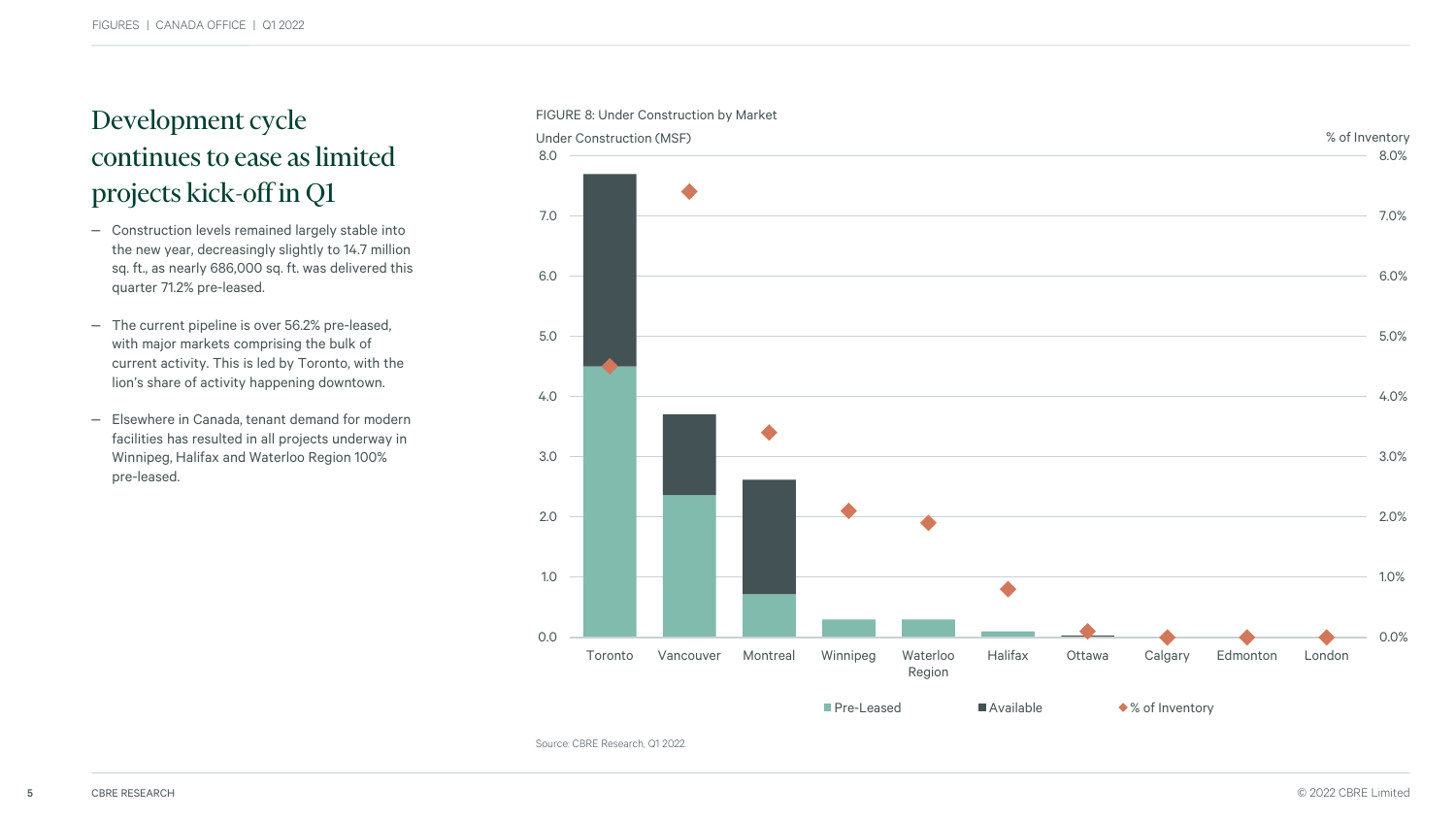# Development cycle continues to ease as limited projects kick-off in Q1

- Construction levels remained largely stable into the new year, decreasing slightly to 14.7 million sq. ft., as nearly 686,000 sq. ft. was delivered this quarter 71.2% pre-leased.
- The current pipeline is over 56.2% pre-leased, with major markets comprising the bulk of current activity. This is led by Toronto, with the lion's share of activity happening downtown.
- Elsewhere in Canada, tenant demand for modern facilities has resulted in all projects underway in Winnipeg, Halifax and Waterloo Region 100% pre-leased.

FIGURE 8: Under Construction by Market

Under Construction (MSF) — % of Inventory

Toronto, Vancouver, Montreal, Winnipeg, Waterloo Region, Halifax, Ottawa, Calgary, Edmonton, London

Pre-Leased | Available | % of Inventory

Source: CBRE Research, Q1 2022.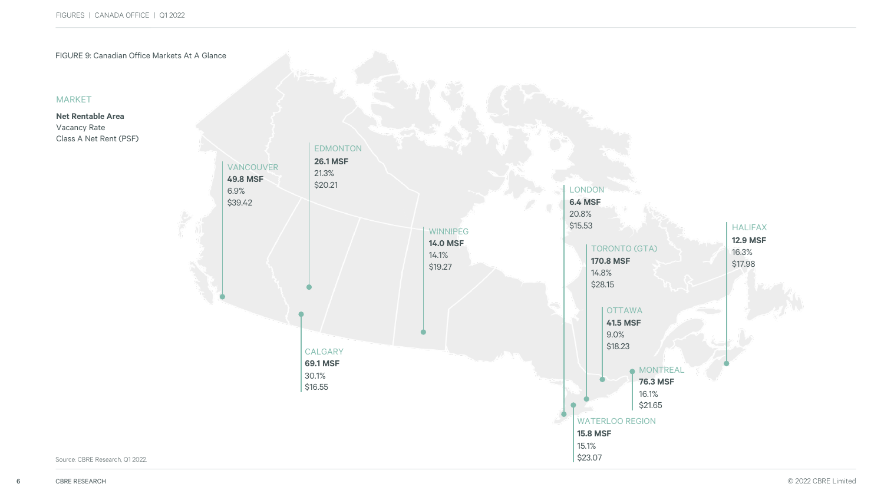FIGURE 9: Canadian Office Markets At A Glance

MARKET

**Net Rentable Area**
Vacancy Rate
Class A Net Rent (PSF)

| Market | Net Rentable Area | Vacancy Rate | Class A Net Rent (PSF) |
|---|---|---|---|
| VANCOUVER | **49.8 MSF** | 6.9% | $39.42 |
| EDMONTON | **26.1 MSF** | 21.3% | $20.21 |
| CALGARY | **69.1 MSF** | 30.1% | $16.55 |
| WINNIPEG | **14.0 MSF** | 14.1% | $19.27 |
| LONDON | **6.4 MSF** | 20.8% | $15.53 |
| TORONTO (GTA) | **170.8 MSF** | 14.8% | $28.15 |
| WATERLOO REGION | **15.8 MSF** | 15.1% | $23.07 |
| OTTAWA | **41.5 MSF** | 9.0% | $18.23 |
| MONTREAL | **76.3 MSF** | 16.1% | $21.65 |
| HALIFAX | **12.9 MSF** | 16.3% | $17.98 |

Source: CBRE Research, Q1 2022.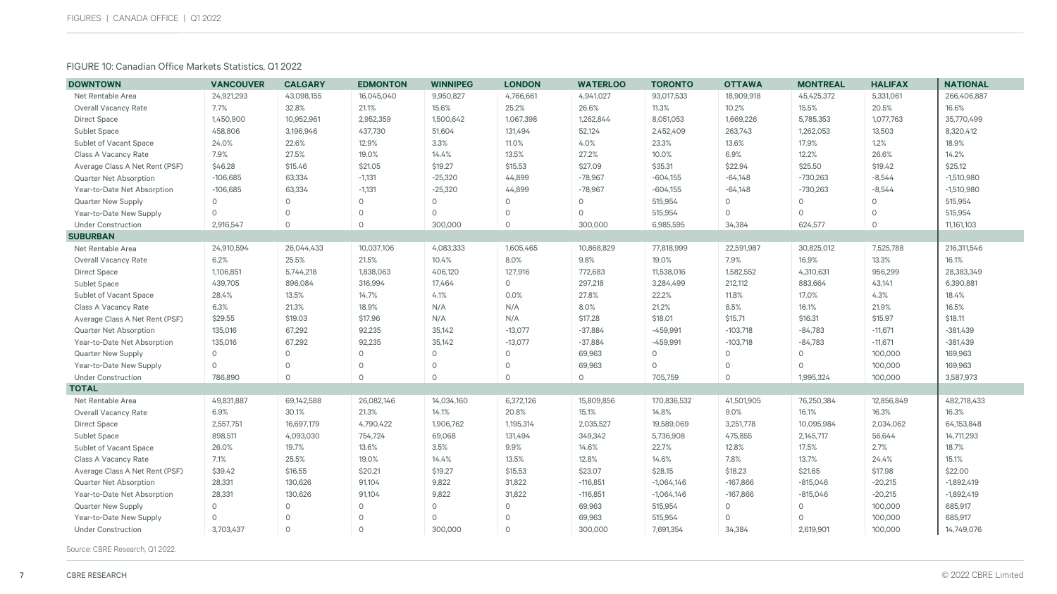FIGURE 10: Canadian Office Markets Statistics, Q1 2022

| DOWNTOWN | VANCOUVER | CALGARY | EDMONTON | WINNIPEG | LONDON | WATERLOO | TORONTO | OTTAWA | MONTREAL | HALIFAX | NATIONAL |
|---|---|---|---|---|---|---|---|---|---|---|---|
| Net Rentable Area | 24,921,293 | 43,098,155 | 16,045,040 | 9,950,827 | 4,766,661 | 4,941,027 | 93,017,533 | 18,909,918 | 45,425,372 | 5,331,061 | 266,406,887 |
| Overall Vacancy Rate | 7.7% | 32.8% | 21.1% | 15.6% | 25.2% | 26.6% | 11.3% | 10.2% | 15.5% | 20.5% | 16.6% |
| Direct Space | 1,450,900 | 10,952,961 | 2,952,359 | 1,500,642 | 1,067,398 | 1,262,844 | 8,051,053 | 1,669,226 | 5,785,353 | 1,077,763 | 35,770,499 |
| Sublet Space | 458,806 | 3,196,946 | 437,730 | 51,604 | 131,494 | 52,124 | 2,452,409 | 263,743 | 1,262,053 | 13,503 | 8,320,412 |
| Sublet of Vacant Space | 24.0% | 22.6% | 12.9% | 3.3% | 11.0% | 4.0% | 23.3% | 13.6% | 17.9% | 1.2% | 18.9% |
| Class A Vacancy Rate | 7.9% | 27.5% | 19.0% | 14.4% | 13.5% | 27.2% | 10.0% | 6.9% | 12.2% | 26.6% | 14.2% |
| Average Class A Net Rent (PSF) | $46.28 | $15.46 | $21.05 | $19.27 | $15.53 | $27.09 | $35.31 | $22.94 | $25.50 | $19.42 | $25.12 |
| Quarter Net Absorption | -106,685 | 63,334 | -1,131 | -25,320 | 44,899 | -78,967 | -604,155 | -64,148 | -730,263 | -8,544 | -1,510,980 |
| Year-to-Date Net Absorption | -106,685 | 63,334 | -1,131 | -25,320 | 44,899 | -78,967 | -604,155 | -64,148 | -730,263 | -8,544 | -1,510,980 |
| Quarter New Supply | 0 | 0 | 0 | 0 | 0 | 0 | 515,954 | 0 | 0 | 0 | 515,954 |
| Year-to-Date New Supply | 0 | 0 | 0 | 0 | 0 | 0 | 515,954 | 0 | 0 | 0 | 515,954 |
| Under Construction | 2,916,547 | 0 | 0 | 300,000 | 0 | 300,000 | 6,985,595 | 34,384 | 624,577 | 0 | 11,161,103 |
| **SUBURBAN** | | | | | | | | | | | |
| Net Rentable Area | 24,910,594 | 26,044,433 | 10,037,106 | 4,083,333 | 1,605,465 | 10,868,829 | 77,818,999 | 22,591,987 | 30,825,012 | 7,525,788 | 216,311,546 |
| Overall Vacancy Rate | 6.2% | 25.5% | 21.5% | 10.4% | 8.0% | 9.8% | 19.0% | 7.9% | 16.9% | 13.3% | 16.1% |
| Direct Space | 1,106,851 | 5,744,218 | 1,838,063 | 406,120 | 127,916 | 772,683 | 11,538,016 | 1,582,552 | 4,310,631 | 956,299 | 28,383,349 |
| Sublet Space | 439,705 | 896,084 | 316,994 | 17,464 | 0 | 297,218 | 3,284,499 | 212,112 | 883,664 | 43,141 | 6,390,881 |
| Sublet of Vacant Space | 28.4% | 13.5% | 14.7% | 4.1% | 0.0% | 27.8% | 22.2% | 11.8% | 17.0% | 4.3% | 18.4% |
| Class A Vacancy Rate | 6.3% | 21.3% | 18.9% | N/A | N/A | 8.0% | 21.2% | 8.5% | 16.1% | 21.9% | 16.5% |
| Average Class A Net Rent (PSF) | $29.55 | $19.03 | $17.96 | N/A | N/A | $17.28 | $18.01 | $15.71 | $16.31 | $15.97 | $18.11 |
| Quarter Net Absorption | 135,016 | 67,292 | 92,235 | 35,142 | -13,077 | -37,884 | -459,991 | -103,718 | -84,783 | -11,671 | -381,439 |
| Year-to-Date Net Absorption | 135,016 | 67,292 | 92,235 | 35,142 | -13,077 | -37,884 | -459,991 | -103,718 | -84,783 | -11,671 | -381,439 |
| Quarter New Supply | 0 | 0 | 0 | 0 | 0 | 69,963 | 0 | 0 | 0 | 100,000 | 169,963 |
| Year-to-Date New Supply | 0 | 0 | 0 | 0 | 0 | 69,963 | 0 | 0 | 0 | 100,000 | 169,963 |
| Under Construction | 786,890 | 0 | 0 | 0 | 0 | 0 | 705,759 | 0 | 1,995,324 | 100,000 | 3,587,973 |
| **TOTAL** | | | | | | | | | | | |
| Net Rentable Area | 49,831,887 | 69,142,588 | 26,082,146 | 14,034,160 | 6,372,126 | 15,809,856 | 170,836,532 | 41,501,905 | 76,250,384 | 12,856,849 | 482,718,433 |
| Overall Vacancy Rate | 6.9% | 30.1% | 21.3% | 14.1% | 20.8% | 15.1% | 14.8% | 9.0% | 16.1% | 16.3% | 16.3% |
| Direct Space | 2,557,751 | 16,697,179 | 4,790,422 | 1,906,762 | 1,195,314 | 2,035,527 | 19,589,069 | 3,251,778 | 10,095,984 | 2,034,062 | 64,153,848 |
| Sublet Space | 898,511 | 4,093,030 | 754,724 | 69,068 | 131,494 | 349,342 | 5,736,908 | 475,855 | 2,145,717 | 56,644 | 14,711,293 |
| Sublet of Vacant Space | 26.0% | 19.7% | 13.6% | 3.5% | 9.9% | 14.6% | 22.7% | 12.8% | 17.5% | 2.7% | 18.7% |
| Class A Vacancy Rate | 7.1% | 25.5% | 19.0% | 14.4% | 13.5% | 12.8% | 14.6% | 7.8% | 13.7% | 24.4% | 15.1% |
| Average Class A Net Rent (PSF) | $39.42 | $16.55 | $20.21 | $19.27 | $15.53 | $23.07 | $28.15 | $18.23 | $21.65 | $17.98 | $22.00 |
| Quarter Net Absorption | 28,331 | 130,626 | 91,104 | 9,822 | 31,822 | -116,851 | -1,064,146 | -167,866 | -815,046 | -20,215 | -1,892,419 |
| Year-to-Date Net Absorption | 28,331 | 130,626 | 91,104 | 9,822 | 31,822 | -116,851 | -1,064,146 | -167,866 | -815,046 | -20,215 | -1,892,419 |
| Quarter New Supply | 0 | 0 | 0 | 0 | 0 | 69,963 | 515,954 | 0 | 0 | 100,000 | 685,917 |
| Year-to-Date New Supply | 0 | 0 | 0 | 0 | 0 | 69,963 | 515,954 | 0 | 0 | 100,000 | 685,917 |
| Under Construction | 3,703,437 | 0 | 0 | 300,000 | 0 | 300,000 | 7,691,354 | 34,384 | 2,619,901 | 100,000 | 14,749,076 |

Source: CBRE Research, Q1 2022.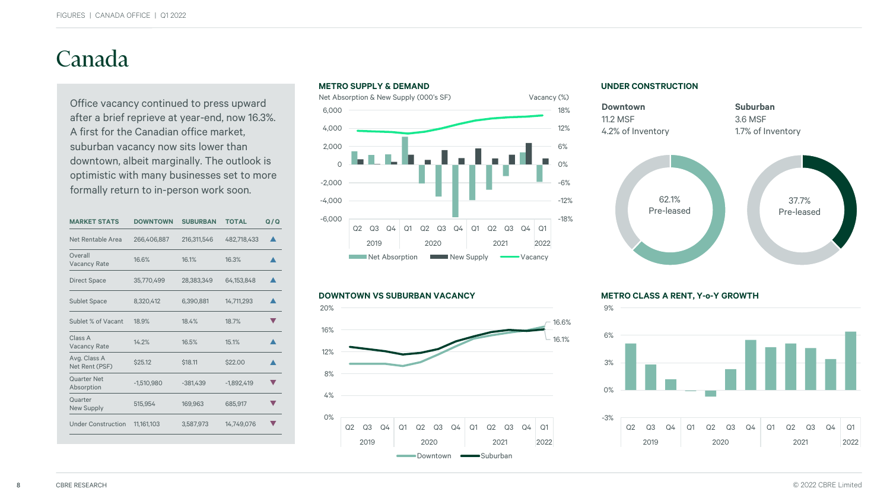# Canada

Office vacancy continued to press upward after a brief reprieve at year-end, now 16.3%. A first for the Canadian office market, suburban vacancy now sits lower than downtown, albeit marginally. The outlook is optimistic with many businesses set to more formally return to in-person work soon.

| MARKET STATS | DOWNTOWN | SUBURBAN | TOTAL | Q/Q |
|---|---|---|---|---|
| Net Rentable Area | 266,406,887 | 216,311,546 | 482,718,433 | ▲ |
| Overall Vacancy Rate | 16.6% | 16.1% | 16.3% | ▲ |
| Direct Space | 35,770,499 | 28,383,349 | 64,153,848 | ▲ |
| Sublet Space | 8,320,412 | 6,390,881 | 14,711,293 | ▲ |
| Sublet % of Vacant | 18.9% | 18.4% | 18.7% | ▼ |
| Class A Vacancy Rate | 14.2% | 16.5% | 15.1% | ▲ |
| Avg. Class A Net Rent (PSF) | $25.12 | $18.11 | $22.00 | ▲ |
| Quarter Net Absorption | -1,510,980 | -381,439 | -1,892,419 | ▼ |
| Quarter New Supply | 515,954 | 169,963 | 685,917 | ▼ |
| Under Construction | 11,161,103 | 3,587,973 | 14,749,076 | ▼ |

## METRO SUPPLY & DEMAND

Net Absorption & New Supply (000's SF) — Vacancy (%)

Legend: Net Absorption, New Supply, Vacancy

## UNDER CONSTRUCTION

**Downtown**
11.2 MSF
4.2% of Inventory
62.1% Pre-leased

**Suburban**
3.6 MSF
1.7% of Inventory
37.7% Pre-leased

## DOWNTOWN VS SUBURBAN VACANCY

Downtown: 16.6% — Suburban: 16.1%

## METRO CLASS A RENT, Y-o-Y GROWTH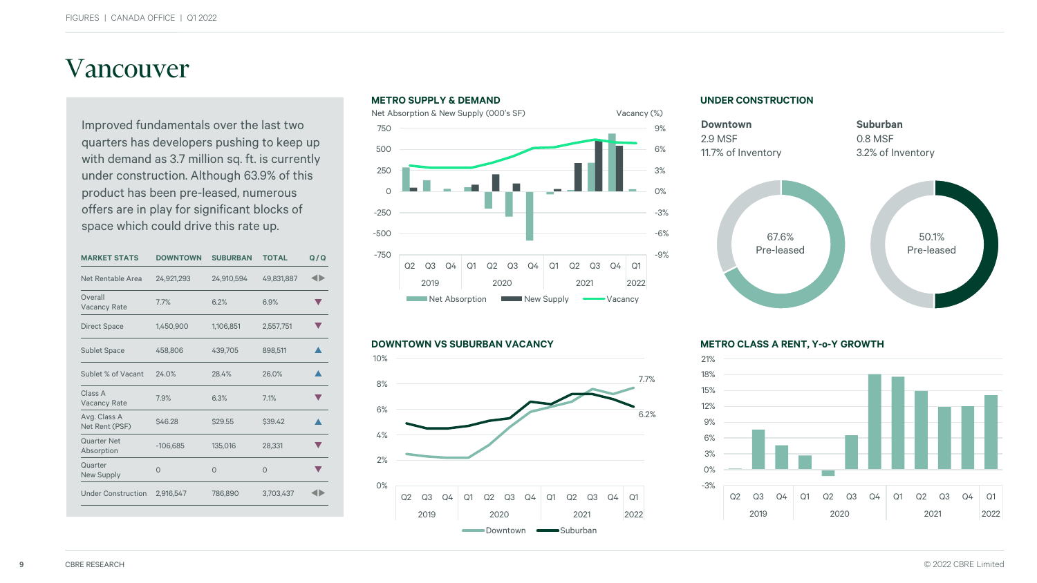# Vancouver

Improved fundamentals over the last two quarters has developers pushing to keep up with demand as 3.7 million sq. ft. is currently under construction. Although 63.9% of this product has been pre-leased, numerous offers are in play for significant blocks of space which could drive this rate up.

| MARKET STATS | DOWNTOWN | SUBURBAN | TOTAL | Q/Q |
|---|---|---|---|---|
| Net Rentable Area | 24,921,293 | 24,910,594 | 49,831,887 | ◀▶ |
| Overall Vacancy Rate | 7.7% | 6.2% | 6.9% | ▼ |
| Direct Space | 1,450,900 | 1,106,851 | 2,557,751 | ▼ |
| Sublet Space | 458,806 | 439,705 | 898,511 | ▲ |
| Sublet % of Vacant | 24.0% | 28.4% | 26.0% | ▲ |
| Class A Vacancy Rate | 7.9% | 6.3% | 7.1% | ▼ |
| Avg. Class A Net Rent (PSF) | $46.28 | $29.55 | $39.42 | ▲ |
| Quarter Net Absorption | -106,685 | 135,016 | 28,331 | ▼ |
| Quarter New Supply | 0 | 0 | 0 | ▼ |
| Under Construction | 2,916,547 | 786,890 | 3,703,437 | ◀▶ |

## METRO SUPPLY & DEMAND

Net Absorption & New Supply (000's SF) — Vacancy (%)

Legend: Net Absorption, New Supply, Vacancy

## UNDER CONSTRUCTION

**Downtown**
2.9 MSF
11.7% of Inventory

67.6% Pre-leased

**Suburban**
0.8 MSF
3.2% of Inventory

50.1% Pre-leased

## DOWNTOWN VS SUBURBAN VACANCY

Downtown: 7.7% — Suburban: 6.2% (Q1 2022)

Legend: Downtown, Suburban

## METRO CLASS A RENT, Y-o-Y GROWTH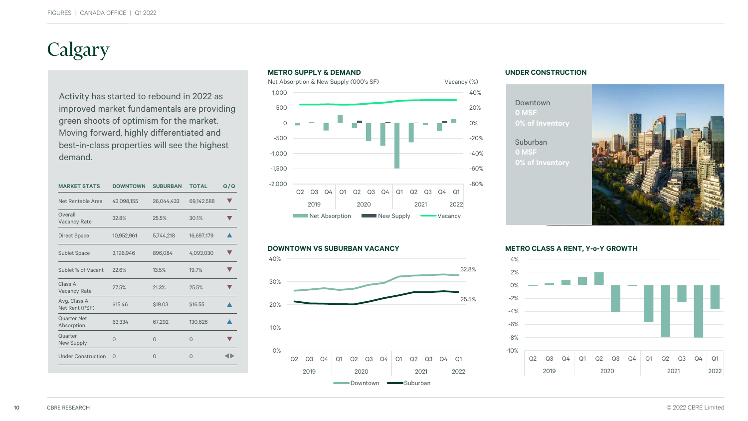# Calgary

Activity has started to rebound in 2022 as improved market fundamentals are providing green shoots of optimism for the market. Moving forward, highly differentiated and best-in-class properties will see the highest demand.

| MARKET STATS | DOWNTOWN | SUBURBAN | TOTAL | Q/Q |
|---|---|---|---|---|
| Net Rentable Area | 43,098,155 | 26,044,433 | 69,142,588 | ▼ |
| Overall Vacancy Rate | 32.8% | 25.5% | 30.1% | ▼ |
| Direct Space | 10,952,961 | 5,744,218 | 16,697,179 | ▲ |
| Sublet Space | 3,196,946 | 896,084 | 4,093,030 | ▼ |
| Sublet % of Vacant | 22.6% | 13.5% | 19.7% | ▼ |
| Class A Vacancy Rate | 27.5% | 21.3% | 25.5% | ▼ |
| Avg. Class A Net Rent (PSF) | $15.46 | $19.03 | $16.55 | ▲ |
| Quarter Net Absorption | 63,334 | 67,292 | 130,626 | ▲ |
| Quarter New Supply | 0 | 0 | 0 | ▼ |
| Under Construction | 0 | 0 | 0 | ◀▶ |

## METRO SUPPLY & DEMAND

Net Absorption & New Supply (000's SF) / Vacancy (%)

Legend: Net Absorption, New Supply, Vacancy

## UNDER CONSTRUCTION

Downtown
0 MSF
0% of Inventory

Suburban
0 MSF
0% of Inventory

## DOWNTOWN VS SUBURBAN VACANCY

Downtown: 32.8%; Suburban: 25.5% (Q1 2022)

Legend: Downtown, Suburban

## METRO CLASS A RENT, Y-o-Y GROWTH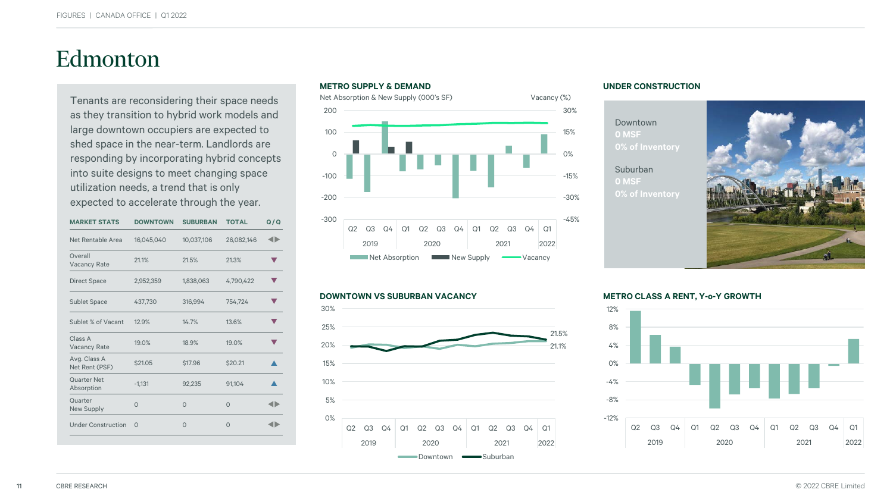# Edmonton

Tenants are reconsidering their space needs as they transition to hybrid work models and large downtown occupiers are expected to shed space in the near-term. Landlords are responding by incorporating hybrid concepts into suite designs to meet changing space utilization needs, a trend that is only expected to accelerate through the year.

| MARKET STATS | DOWNTOWN | SUBURBAN | TOTAL | Q/Q |
|---|---|---|---|---|
| Net Rentable Area | 16,045,040 | 10,037,106 | 26,082,146 | ◀▶ |
| Overall Vacancy Rate | 21.1% | 21.5% | 21.3% | ▼ |
| Direct Space | 2,952,359 | 1,838,063 | 4,790,422 | ▼ |
| Sublet Space | 437,730 | 316,994 | 754,724 | ▼ |
| Sublet % of Vacant | 12.9% | 14.7% | 13.6% | ▼ |
| Class A Vacancy Rate | 19.0% | 18.9% | 19.0% | ▼ |
| Avg. Class A Net Rent (PSF) | $21.05 | $17.96 | $20.21 | ▲ |
| Quarter Net Absorption | -1,131 | 92,235 | 91,104 | ▲ |
| Quarter New Supply | 0 | 0 | 0 | ◀▶ |
| Under Construction | 0 | 0 | 0 | ◀▶ |

## METRO SUPPLY & DEMAND

Net Absorption & New Supply (000's SF) — Vacancy (%)

Legend: Net Absorption, New Supply, Vacancy

## UNDER CONSTRUCTION

Downtown
0 MSF
0% of Inventory

Suburban
0 MSF
0% of Inventory

## DOWNTOWN VS SUBURBAN VACANCY

Legend: Downtown (21.1%), Suburban (21.5%)

## METRO CLASS A RENT, Y-o-Y GROWTH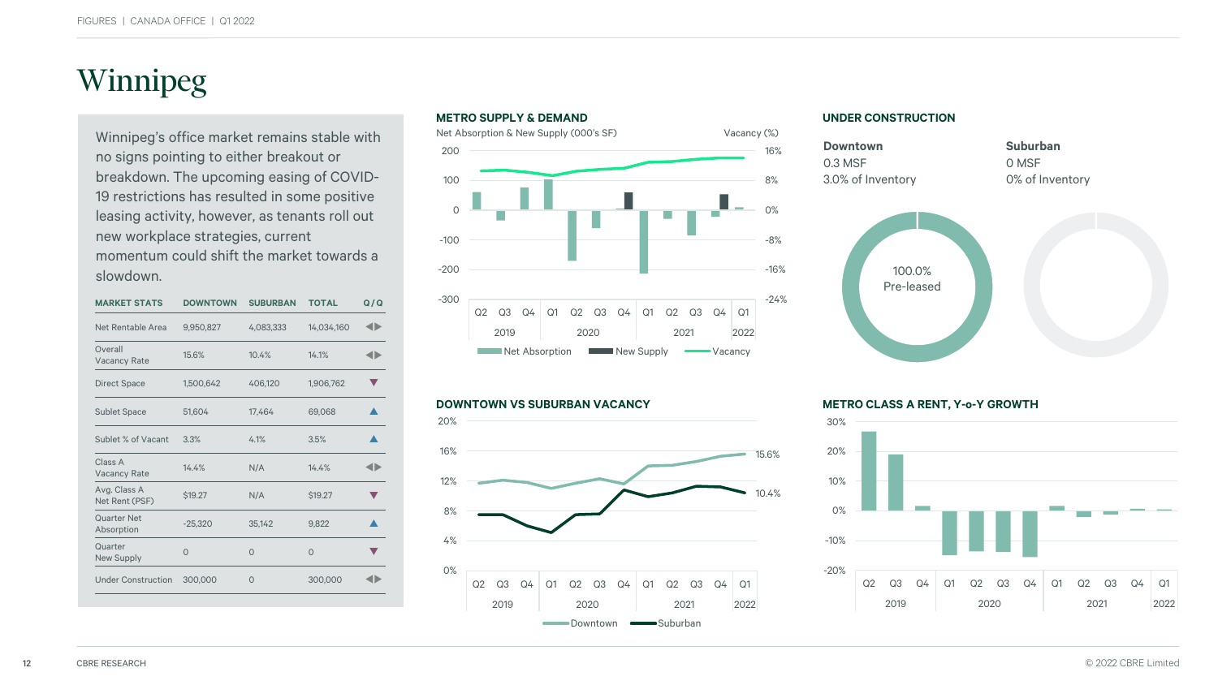# Winnipeg

Winnipeg's office market remains stable with no signs pointing to either breakout or breakdown. The upcoming easing of COVID-19 restrictions has resulted in some positive leasing activity, however, as tenants roll out new workplace strategies, current momentum could shift the market towards a slowdown.

| MARKET STATS | DOWNTOWN | SUBURBAN | TOTAL | Q/Q |
|---|---|---|---|---|
| Net Rentable Area | 9,950,827 | 4,083,333 | 14,034,160 | ◀▶ |
| Overall Vacancy Rate | 15.6% | 10.4% | 14.1% | ◀▶ |
| Direct Space | 1,500,642 | 406,120 | 1,906,762 | ▼ |
| Sublet Space | 51,604 | 17,464 | 69,068 | ▲ |
| Sublet % of Vacant | 3.3% | 4.1% | 3.5% | ▲ |
| Class A Vacancy Rate | 14.4% | N/A | 14.4% | ◀▶ |
| Avg. Class A Net Rent (PSF) | $19.27 | N/A | $19.27 | ▼ |
| Quarter Net Absorption | -25,320 | 35,142 | 9,822 | ▲ |
| Quarter New Supply | 0 | 0 | 0 | ▼ |
| Under Construction | 300,000 | 0 | 300,000 | ◀▶ |

## METRO SUPPLY & DEMAND

Net Absorption & New Supply (000's SF) — Vacancy (%)

Net Absorption, New Supply, Vacancy — Q2 2019 to Q1 2022

## UNDER CONSTRUCTION

**Downtown**
0.3 MSF
3.0% of Inventory

100.0% Pre-leased

**Suburban**
0 MSF
0% of Inventory

## DOWNTOWN VS SUBURBAN VACANCY

Downtown: 15.6% — Suburban: 10.4% (Q1 2022)

## METRO CLASS A RENT, Y-o-Y GROWTH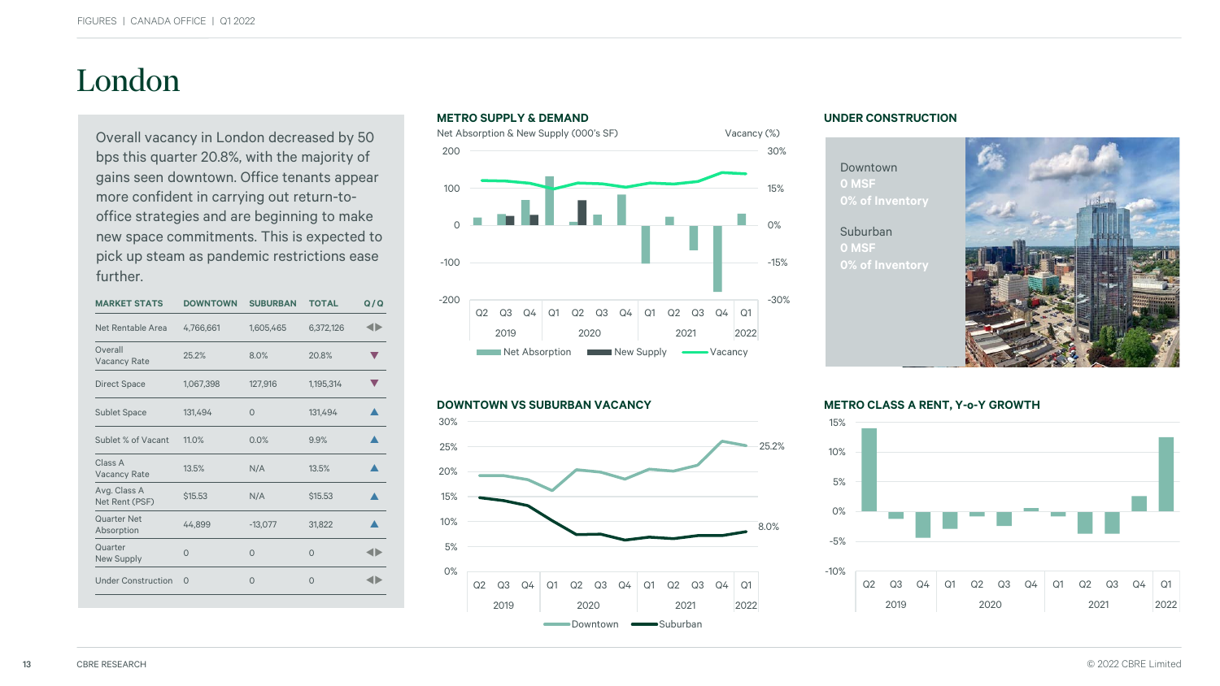# London

Overall vacancy in London decreased by 50 bps this quarter 20.8%, with the majority of gains seen downtown. Office tenants appear more confident in carrying out return-to-office strategies and are beginning to make new space commitments. This is expected to pick up steam as pandemic restrictions ease further.

| MARKET STATS | DOWNTOWN | SUBURBAN | TOTAL | Q/Q |
|---|---|---|---|---|
| Net Rentable Area | 4,766,661 | 1,605,465 | 6,372,126 | ◀▶ |
| Overall Vacancy Rate | 25.2% | 8.0% | 20.8% | ▼ |
| Direct Space | 1,067,398 | 127,916 | 1,195,314 | ▼ |
| Sublet Space | 131,494 | 0 | 131,494 | ▲ |
| Sublet % of Vacant | 11.0% | 0.0% | 9.9% | ▲ |
| Class A Vacancy Rate | 13.5% | N/A | 13.5% | ▲ |
| Avg. Class A Net Rent (PSF) | $15.53 | N/A | $15.53 | ▲ |
| Quarter Net Absorption | 44,899 | -13,077 | 31,822 | ▲ |
| Quarter New Supply | 0 | 0 | 0 | ◀▶ |
| Under Construction | 0 | 0 | 0 | ◀▶ |

## METRO SUPPLY & DEMAND

Net Absorption & New Supply (000's SF) — Vacancy (%)

Legend: Net Absorption, New Supply, Vacancy

Quarters: Q2 2019 – Q1 2022

## UNDER CONSTRUCTION

Downtown
0 MSF
0% of Inventory

Suburban
0 MSF
0% of Inventory

## DOWNTOWN VS SUBURBAN VACANCY

Downtown: 25.2% (Q1 2022)
Suburban: 8.0% (Q1 2022)

Quarters: Q2 2019 – Q1 2022

## METRO CLASS A RENT, Y-o-Y GROWTH

Quarters: Q2 2019 – Q1 2022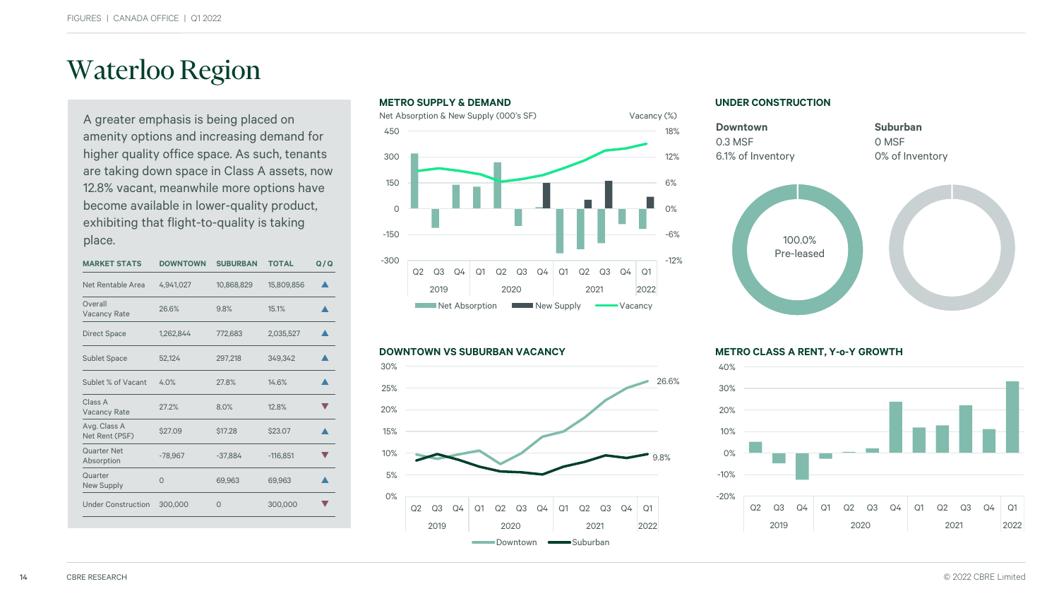# Waterloo Region

A greater emphasis is being placed on amenity options and increasing demand for higher quality office space. As such, tenants are taking down space in Class A assets, now 12.8% vacant, meanwhile more options have become available in lower-quality product, exhibiting that flight-to-quality is taking place.

| MARKET STATS | DOWNTOWN | SUBURBAN | TOTAL | Q/Q |
|---|---|---|---|---|
| Net Rentable Area | 4,941,027 | 10,868,829 | 15,809,856 | ▲ |
| Overall Vacancy Rate | 26.6% | 9.8% | 15.1% | ▲ |
| Direct Space | 1,262,844 | 772,683 | 2,035,527 | ▲ |
| Sublet Space | 52,124 | 297,218 | 349,342 | ▲ |
| Sublet % of Vacant | 4.0% | 27.8% | 14.6% | ▲ |
| Class A Vacancy Rate | 27.2% | 8.0% | 12.8% | ▼ |
| Avg. Class A Net Rent (PSF) | $27.09 | $17.28 | $23.07 | ▲ |
| Quarter Net Absorption | -78,967 | -37,884 | -116,851 | ▼ |
| Quarter New Supply | 0 | 69,963 | 69,963 | ▲ |
| Under Construction | 300,000 | 0 | 300,000 | ▼ |

### METRO SUPPLY & DEMAND

Net Absorption & New Supply (000's SF) — Vacancy (%)

Legend: Net Absorption, New Supply, Vacancy

### UNDER CONSTRUCTION

**Downtown**
0.3 MSF
6.1% of Inventory

100.0% Pre-leased

**Suburban**
0 MSF
0% of Inventory

### DOWNTOWN VS SUBURBAN VACANCY

Downtown: 26.6% — Suburban: 9.8%

Legend: Downtown, Suburban

### METRO CLASS A RENT, Y-o-Y GROWTH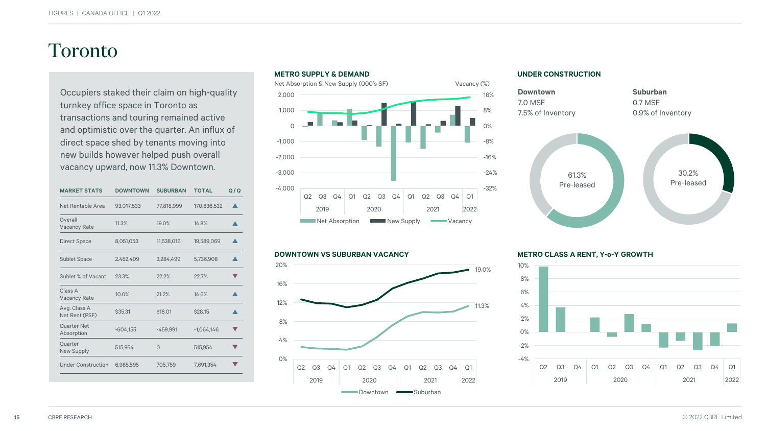# Toronto

Occupiers staked their claim on high-quality turnkey office space in Toronto as transactions and touring remained active and optimistic over the quarter. An influx of direct space shed by tenants moving into new builds however helped push overall vacancy upward, now 11.3% Downtown.

| MARKET STATS | DOWNTOWN | SUBURBAN | TOTAL | Q/Q |
|---|---|---|---|---|
| Net Rentable Area | 93,017,533 | 77,818,999 | 170,836,532 | ▲ |
| Overall Vacancy Rate | 11.3% | 19.0% | 14.8% | ▲ |
| Direct Space | 8,051,053 | 11,538,016 | 19,589,069 | ▲ |
| Sublet Space | 2,452,409 | 3,284,499 | 5,736,908 | ▲ |
| Sublet % of Vacant | 23.3% | 22.2% | 22.7% | ▼ |
| Class A Vacancy Rate | 10.0% | 21.2% | 14.6% | ▲ |
| Avg. Class A Net Rent (PSF) | $35.31 | $18.01 | $28.15 | ▲ |
| Quarter Net Absorption | -604,155 | -459,991 | -1,064,146 | ▼ |
| Quarter New Supply | 515,954 | 0 | 515,954 | ▼ |
| Under Construction | 6,985,595 | 705,759 | 7,691,354 | ▼ |

## METRO SUPPLY & DEMAND

Net Absorption & New Supply (000's SF) — Vacancy (%)

Legend: Net Absorption, New Supply, Vacancy

## UNDER CONSTRUCTION

**Downtown**
7.0 MSF
7.5% of Inventory

61.3% Pre-leased

**Suburban**
0.7 MSF
0.9% of Inventory

30.2% Pre-leased

## DOWNTOWN VS SUBURBAN VACANCY

Suburban: 19.0%
Downtown: 11.3%

Legend: Downtown, Suburban

## METRO CLASS A RENT, Y-o-Y GROWTH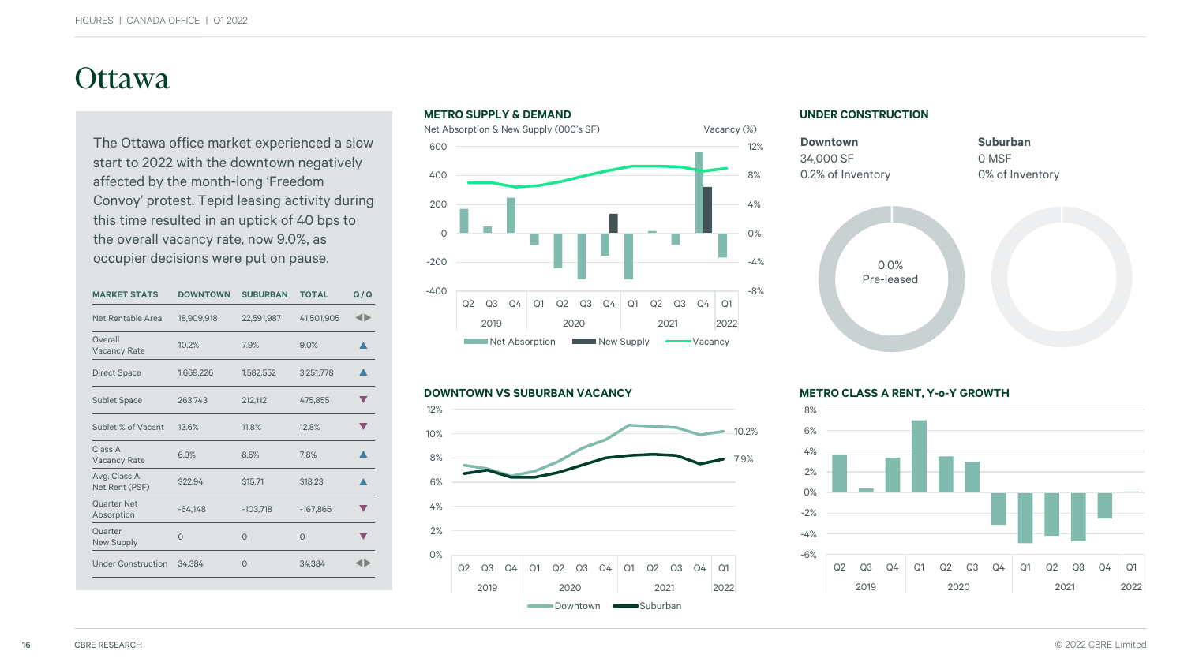// Ottawa

# Ottawa

The Ottawa office market experienced a slow start to 2022 with the downtown negatively affected by the month-long 'Freedom Convoy' protest. Tepid leasing activity during this time resulted in an uptick of 40 bps to the overall vacancy rate, now 9.0%, as occupier decisions were put on pause.

| MARKET STATS | DOWNTOWN | SUBURBAN | TOTAL | Q/Q |
|---|---|---|---|---|
| Net Rentable Area | 18,909,918 | 22,591,987 | 41,501,905 | ◀▶ |
| Overall Vacancy Rate | 10.2% | 7.9% | 9.0% | ▲ |
| Direct Space | 1,669,226 | 1,582,552 | 3,251,778 | ▲ |
| Sublet Space | 263,743 | 212,112 | 475,855 | ▼ |
| Sublet % of Vacant | 13.6% | 11.8% | 12.8% | ▼ |
| Class A Vacancy Rate | 6.9% | 8.5% | 7.8% | ▲ |
| Avg. Class A Net Rent (PSF) | $22.94 | $15.71 | $18.23 | ▲ |
| Quarter Net Absorption | -64,148 | -103,718 | -167,866 | ▼ |
| Quarter New Supply | 0 | 0 | 0 | ▼ |
| Under Construction | 34,384 | 0 | 34,384 | ◀▶ |

## METRO SUPPLY & DEMAND

Net Absorption & New Supply (000's SF) — Vacancy (%)

Legend: Net Absorption, New Supply, Vacancy

## UNDER CONSTRUCTION

**Downtown**
34,000 SF
0.2% of Inventory

**Suburban**
0 MSF
0% of Inventory

0.0%
Pre-leased

## DOWNTOWN VS SUBURBAN VACANCY

Downtown: 10.2% — Suburban: 7.9%

Legend: Downtown, Suburban

## METRO CLASS A RENT, Y-o-Y GROWTH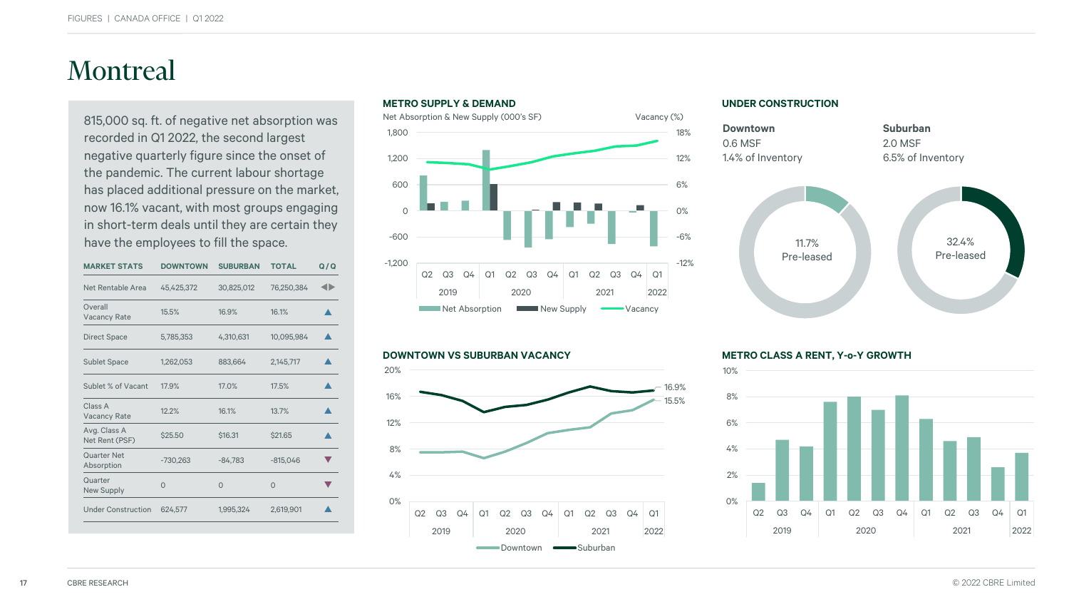# Montreal

815,000 sq. ft. of negative net absorption was recorded in Q1 2022, the second largest negative quarterly figure since the onset of the pandemic. The current labour shortage has placed additional pressure on the market, now 16.1% vacant, with most groups engaging in short-term deals until they are certain they have the employees to fill the space.

| MARKET STATS | DOWNTOWN | SUBURBAN | TOTAL | Q/Q |
|---|---|---|---|---|
| Net Rentable Area | 45,425,372 | 30,825,012 | 76,250,384 | ◀▶ |
| Overall Vacancy Rate | 15.5% | 16.9% | 16.1% | ▲ |
| Direct Space | 5,785,353 | 4,310,631 | 10,095,984 | ▲ |
| Sublet Space | 1,262,053 | 883,664 | 2,145,717 | ▲ |
| Sublet % of Vacant | 17.9% | 17.0% | 17.5% | ▲ |
| Class A Vacancy Rate | 12.2% | 16.1% | 13.7% | ▲ |
| Avg. Class A Net Rent (PSF) | $25.50 | $16.31 | $21.65 | ▲ |
| Quarter Net Absorption | -730,263 | -84,783 | -815,046 | ▼ |
| Quarter New Supply | 0 | 0 | 0 | ▼ |
| Under Construction | 624,577 | 1,995,324 | 2,619,901 | ▲ |

## METRO SUPPLY & DEMAND

Net Absorption & New Supply (000's SF) / Vacancy (%)

Legend: Net Absorption, New Supply, Vacancy

## UNDER CONSTRUCTION

**Downtown**
0.6 MSF
1.4% of Inventory
11.7% Pre-leased

**Suburban**
2.0 MSF
6.5% of Inventory
32.4% Pre-leased

## DOWNTOWN VS SUBURBAN VACANCY

Suburban: 16.9%; Downtown: 15.5% (Q1 2022)

Legend: Downtown, Suburban

## METRO CLASS A RENT, Y-o-Y GROWTH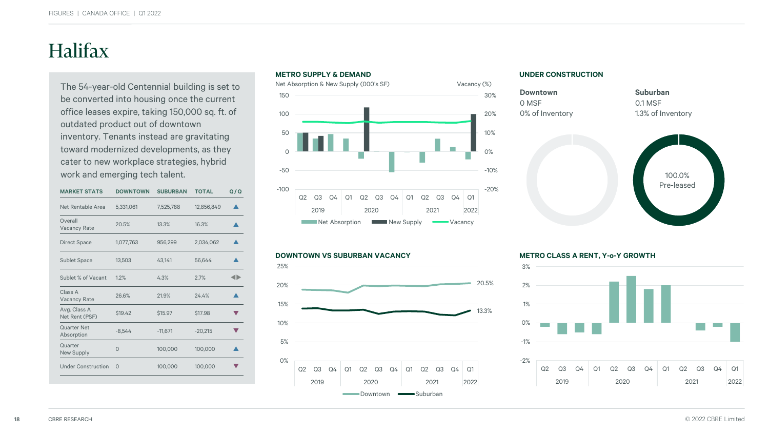# Halifax

The 54-year-old Centennial building is set to be converted into housing once the current office leases expire, taking 150,000 sq. ft. of outdated product out of downtown inventory. Tenants instead are gravitating toward modernized developments, as they cater to new workplace strategies, hybrid work and emerging tech talent.

| MARKET STATS | DOWNTOWN | SUBURBAN | TOTAL | Q/Q |
|---|---|---|---|---|
| Net Rentable Area | 5,331,061 | 7,525,788 | 12,856,849 | ▲ |
| Overall Vacancy Rate | 20.5% | 13.3% | 16.3% | ▲ |
| Direct Space | 1,077,763 | 956,299 | 2,034,062 | ▲ |
| Sublet Space | 13,503 | 43,141 | 56,644 | ▲ |
| Sublet % of Vacant | 1.2% | 4.3% | 2.7% | ◀▶ |
| Class A Vacancy Rate | 26.6% | 21.9% | 24.4% | ▲ |
| Avg. Class A Net Rent (PSF) | $19.42 | $15.97 | $17.98 | ▼ |
| Quarter Net Absorption | -8,544 | -11,671 | -20,215 | ▼ |
| Quarter New Supply | 0 | 100,000 | 100,000 | ▲ |
| Under Construction | 0 | 100,000 | 100,000 | ▼ |

## METRO SUPPLY & DEMAND

Net Absorption & New Supply (000's SF) / Vacancy (%)

Legend: Net Absorption, New Supply, Vacancy

Quarters: Q2 2019 – Q1 2022

## UNDER CONSTRUCTION

**Downtown**
0 MSF
0% of Inventory

**Suburban**
0.1 MSF
1.3% of Inventory

100.0% Pre-leased

## DOWNTOWN VS SUBURBAN VACANCY

Downtown: 20.5% | Suburban: 13.3% (Q1 2022)

Legend: Downtown, Suburban

## METRO CLASS A RENT, Y-o-Y GROWTH

Quarters: Q2 2019 – Q1 2022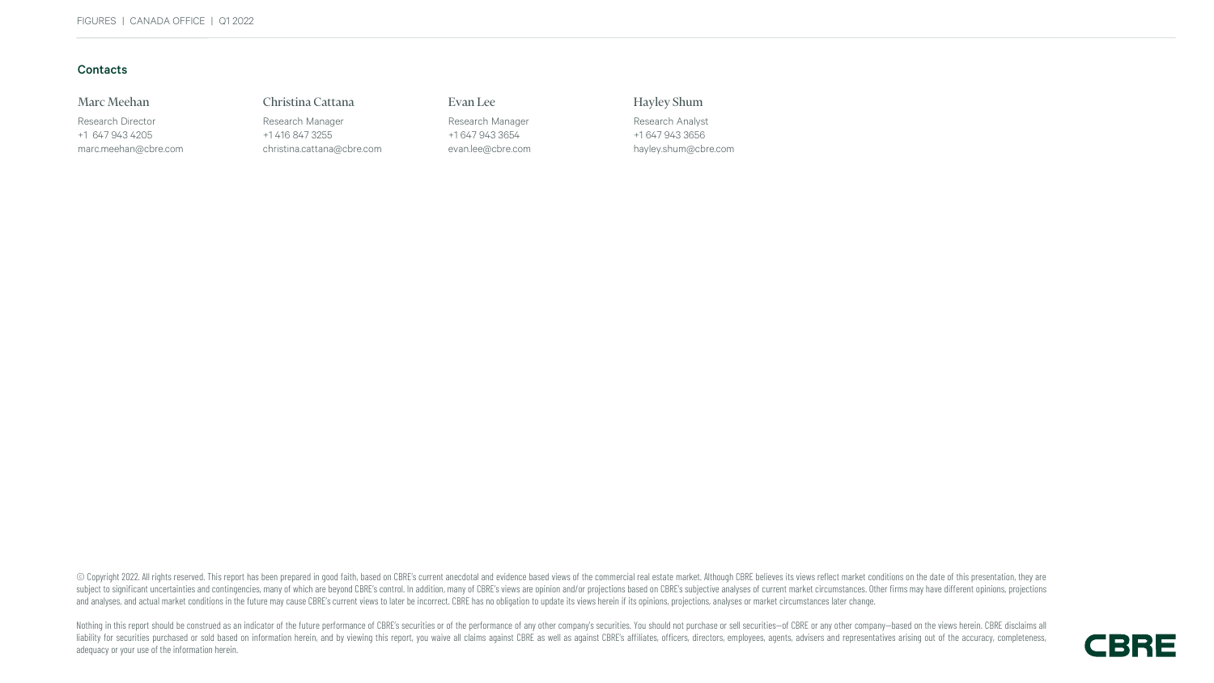## Contacts

**Marc Meehan**
Research Director
+1 647 943 4205
marc.meehan@cbre.com

**Christina Cattana**
Research Manager
+1 416 847 3255
christina.cattana@cbre.com

**Evan Lee**
Research Manager
+1 647 943 3654
evan.lee@cbre.com

**Hayley Shum**
Research Analyst
+1 647 943 3656
hayley.shum@cbre.com

© Copyright 2022. All rights reserved. This report has been prepared in good faith, based on CBRE's current anecdotal and evidence based views of the commercial real estate market. Although CBRE believes its views reflect market conditions on the date of this presentation, they are subject to significant uncertainties and contingencies, many of which are beyond CBRE's control. In addition, many of CBRE's views are opinion and/or projections based on CBRE's subjective analyses of current market circumstances. Other firms may have different opinions, projections and analyses, and actual market conditions in the future may cause CBRE's current views to later be incorrect. CBRE has no obligation to update its views herein if its opinions, projections, analyses or market circumstances later change.

Nothing in this report should be construed as an indicator of the future performance of CBRE's securities or of the performance of any other company's securities. You should not purchase or sell securities—of CBRE or any other company—based on the views herein. CBRE disclaims all liability for securities purchased or sold based on information herein, and by viewing this report, you waive all claims against CBRE as well as against CBRE's affiliates, officers, directors, employees, agents, advisers and representatives arising out of the accuracy, completeness, adequacy or your use of the information herein.

CBRE